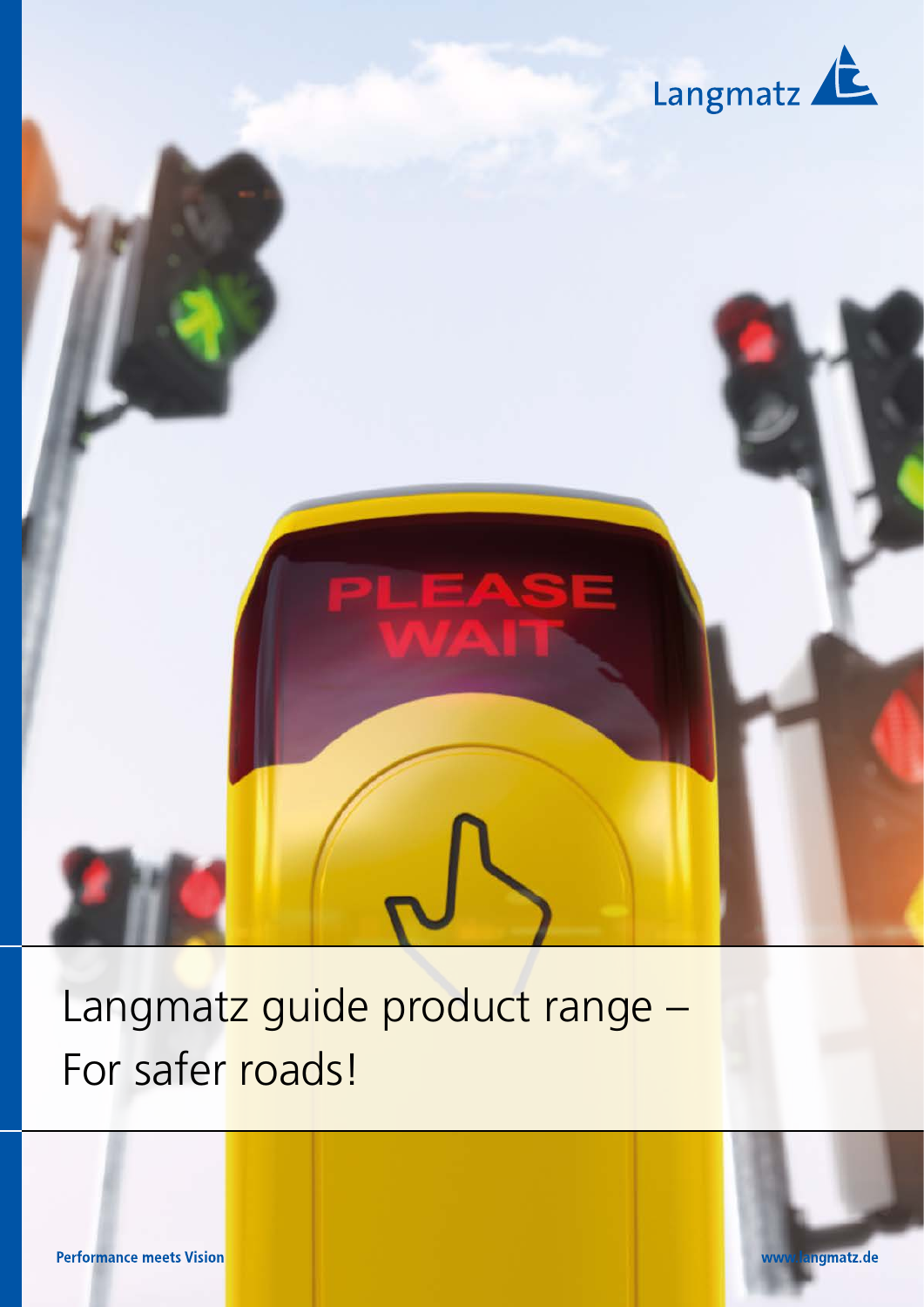Langmatz

# Langmatz guide product range – For safer roads!

**Performance meets Vision**

**www.langmatz.de**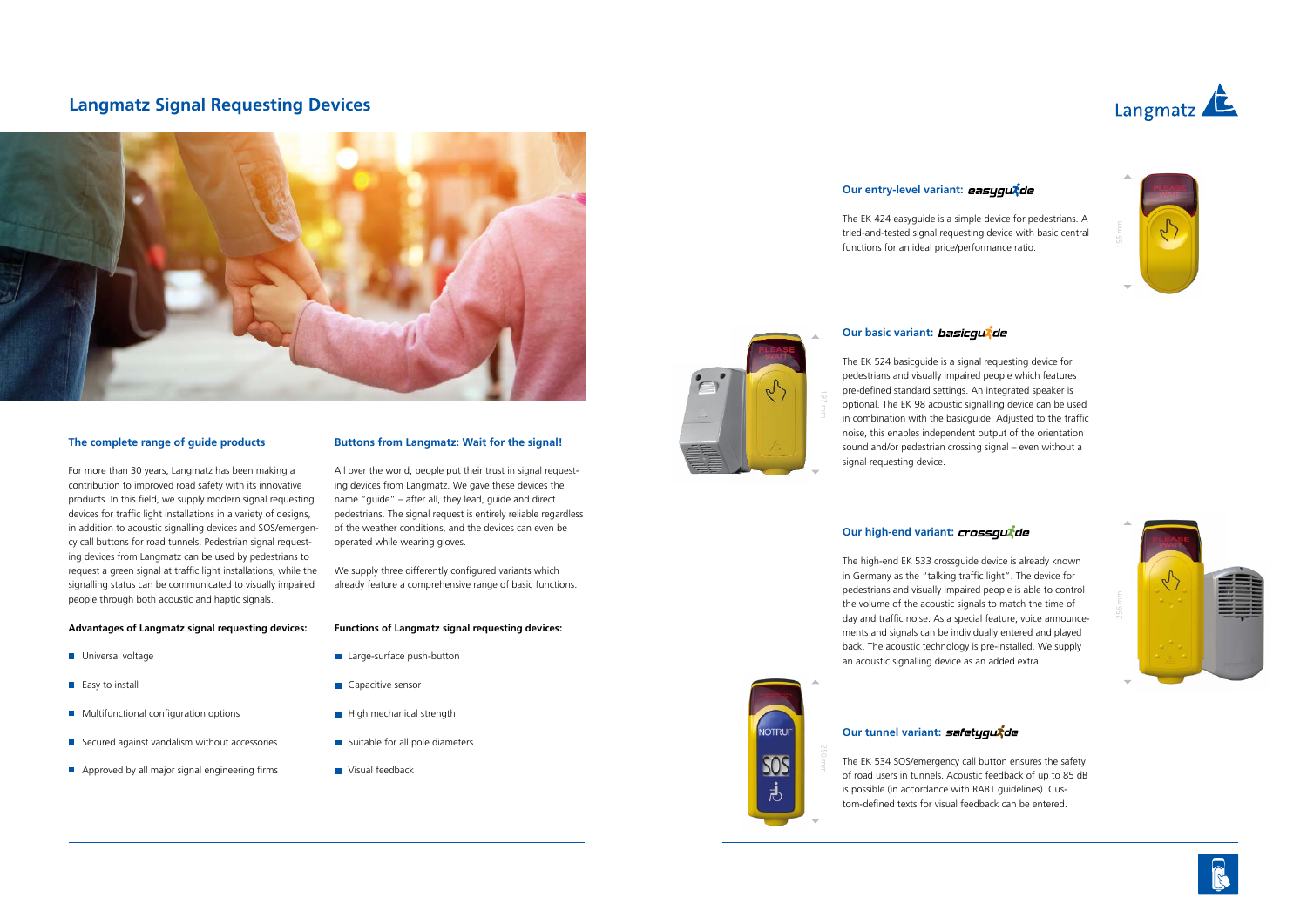# Langmatz Signal Requesting Devices

## The complete range of guide products

For more than 30 years, Langmatz has been making a contribution to improved road safety with its innovative products. In this field, we supply modern signal requesting devices for traffic light installations in a variety of designs, in addition to acoustic signalling devices and SOS/emergency call buttons for road tunnels. Pedestrian signal requesting devices from Langmatz can be used by pedestrians to request a green signal at traffic light installations, while the signalling status can be communicated to visually impaired people through both acoustic and haptic signals.

**Advantages of Langmatz signal requesting devices:**

- Universal voltage
- Easy to install
- Multifunctional configuration options
- Secured against vandalism without accessories
- Approved by all major signal engineering firms

## Buttons from Langmatz: Wait for the signal!

All over the world, people put their trust in signal requesting devices from Langmatz. We gave these devices the name "guide" – after all, they lead, guide and direct pedestrians. The signal request is entirely reliable regardless of the weather conditions, and the devices can even be operated while wearing gloves.

We supply three differently configured variants which already feature a comprehensive range of basic functions.

**Functions of Langmatz signal requesting devices:**

- Large-surface push-button
- Capacitive sensor
- High mechanical strength
- Suitable for all pole diameters
- Visual feedback

### Our entry-level variant: easyguide

The EK 424 easyguide is a simple device for pedestrians. A tried-and-tested signal requesting device with basic central functions for an ideal price/performance ratio.

155 mm

### Our basic variant: basicguide

The EK 524 basicguide is a signal requesting device for pedestrians and visually impaired people which features pre-defined standard settings. An integrated speaker is optional. The EK 98 acoustic signalling device can be used in combination with the basicguide. Adjusted to the traffic noise, this enables independent output of the orientation sound and/or pedestrian crossing signal – even without a signal requesting device.

197 mm

### Our high-end variant: crossguide

The high-end EK 533 crossguide device is already known in Germany as the "talking traffic light". The device for pedestrians and visually impaired people is able to control the volume of the acoustic signals to match the time of day and traffic noise. As a special feature, voice announcements and signals can be individually entered and played back. The acoustic technology is pre-installed. We supply an acoustic signalling device as an added extra.

256 mm

### Our tunnel variant: safetyguide

The EK 534 SOS/emergency call button ensures the safety of road users in tunnels. Acoustic feedback of up to 85 dB is possible (in accordance with RABT guidelines). Custom-defined texts for visual feedback can be entered.

250 mm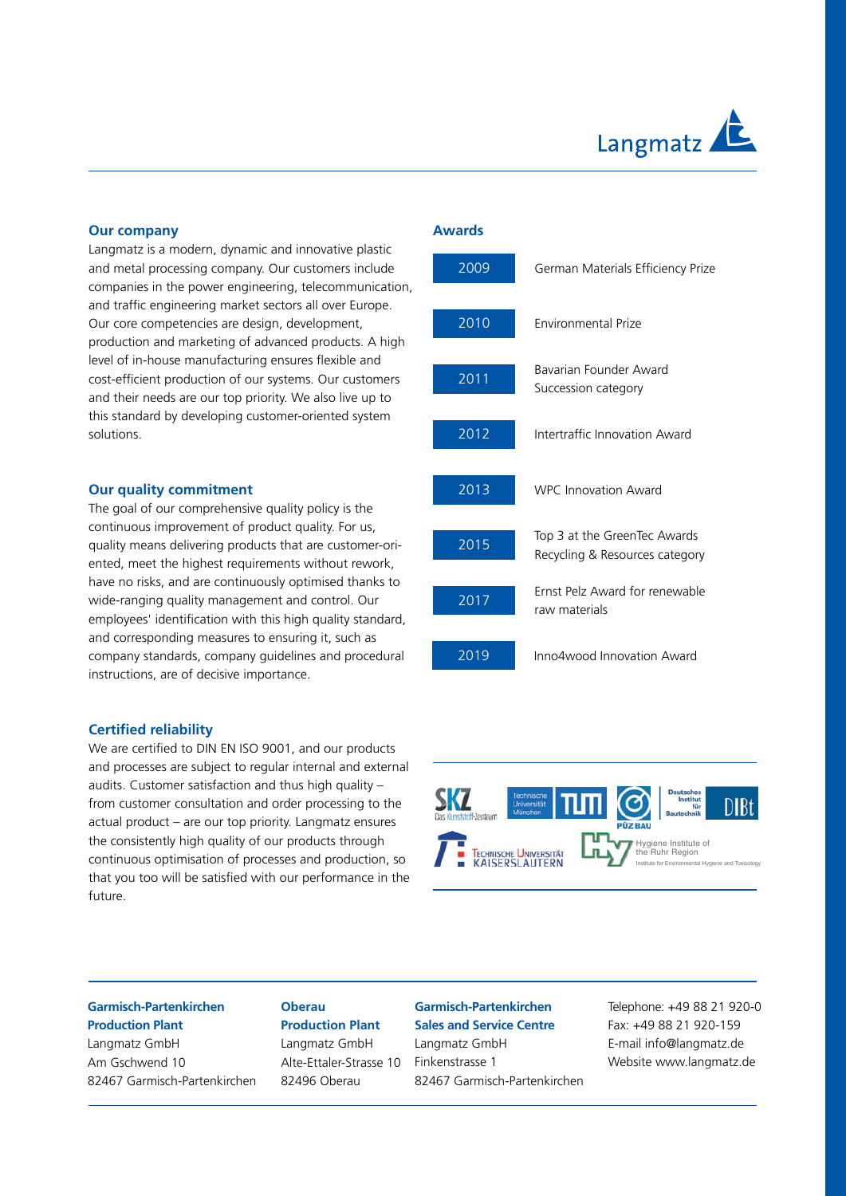Langmatz

## Our company

Langmatz is a modern, dynamic and innovative plastic and metal processing company. Our customers include companies in the power engineering, telecommunication, and traffic engineering market sectors all over Europe. Our core competencies are design, development, production and marketing of advanced products. A high level of in-house manufacturing ensures flexible and cost-efficient production of our systems. Our customers and their needs are our top priority. We also live up to this standard by developing customer-oriented system solutions.

## Our quality commitment

The goal of our comprehensive quality policy is the continuous improvement of product quality. For us, quality means delivering products that are customer-oriented, meet the highest requirements without rework, have no risks, and are continuously optimised thanks to wide-ranging quality management and control. Our employees' identification with this high quality standard, and corresponding measures to ensuring it, such as company standards, company guidelines and procedural instructions, are of decisive importance.

## Certified reliability

We are certified to DIN EN ISO 9001, and our products and processes are subject to regular internal and external audits. Customer satisfaction and thus high quality – from customer consultation and order processing to the actual product – are our top priority. Langmatz ensures the consistently high quality of our products through continuous optimisation of processes and production, so that you too will be satisfied with our performance in the future.

## Awards

| | |
|---|---|
| 2009 | German Materials Efficiency Prize |
| 2010 | Environmental Prize |
| 2011 | Bavarian Founder Award Succession category |
| 2012 | Intertraffic Innovation Award |
| 2013 | WPC Innovation Award |
| 2015 | Top 3 at the GreenTec Awards Recycling & Resources category |
| 2017 | Ernst Pelz Award for renewable raw materials |
| 2019 | Inno4wood Innovation Award |

SKZ Das Kunststoff-Zentrum

Technische Universität München TUM

PÜZ BAU

Deutsches Institut für Bautechnik DIBt

Technische Universität Kaiserslautern

HY Hygiene Institute of the Ruhr Region – Institute for Environmental Hygiene and Toxicology

**Garmisch-Partenkirchen Production Plant**
Langmatz GmbH
Am Gschwend 10
82467 Garmisch-Partenkirchen

**Oberau Production Plant**
Langmatz GmbH
Alte-Ettaler-Strasse 10
82496 Oberau

**Garmisch-Partenkirchen Sales and Service Centre**
Langmatz GmbH
Finkenstrasse 1
82467 Garmisch-Partenkirchen

Telephone: +49 88 21 920-0
Fax: +49 88 21 920-159
E-mail info@langmatz.de
Website www.langmatz.de